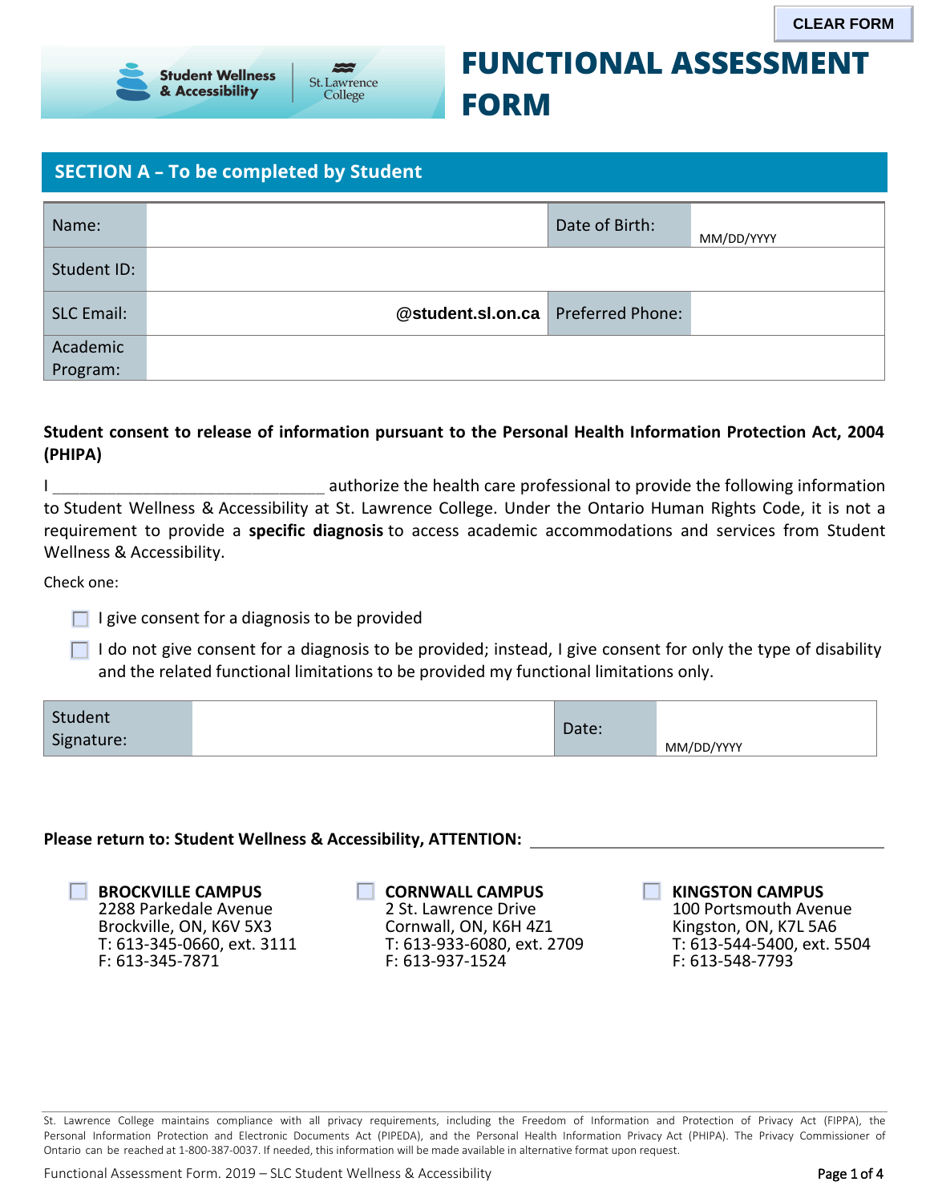CLEAR FORM

Student Wellness & Accessibility | St. Lawrence College

# FUNCTIONAL ASSESSMENT FORM

## SECTION A – To be completed by Student

| Name: | | Date of Birth: | MM/DD/YYYY |
|---|---|---|---|
| Student ID: | | | |
| SLC Email: | @student.sl.on.ca | Preferred Phone: | |
| Academic Program: | | | |

**Student consent to release of information pursuant to the Personal Health Information Protection Act, 2004 (PHIPA)**

I ______________________________ authorize the health care professional to provide the following information to Student Wellness & Accessibility at St. Lawrence College. Under the Ontario Human Rights Code, it is not a requirement to provide a **specific diagnosis** to access academic accommodations and services from Student Wellness & Accessibility.

Check one:

- ☐ I give consent for a diagnosis to be provided
- ☐ I do not give consent for a diagnosis to be provided; instead, I give consent for only the type of disability and the related functional limitations to be provided my functional limitations only.

| Student Signature: | | Date: | MM/DD/YYYY |
|---|---|---|---|

**Please return to: Student Wellness & Accessibility, ATTENTION:** ______________________________

☐ **BROCKVILLE CAMPUS**
2288 Parkedale Avenue
Brockville, ON, K6V 5X3
T: 613-345-0660, ext. 3111
F: 613-345-7871

☐ **CORNWALL CAMPUS**
2 St. Lawrence Drive
Cornwall, ON, K6H 4Z1
T: 613-933-6080, ext. 2709
F: 613-937-1524

☐ **KINGSTON CAMPUS**
100 Portsmouth Avenue
Kingston, ON, K7L 5A6
T: 613-544-5400, ext. 5504
F: 613-548-7793

St. Lawrence College maintains compliance with all privacy requirements, including the Freedom of Information and Protection of Privacy Act (FIPPA), the Personal Information Protection and Electronic Documents Act (PIPEDA), and the Personal Health Information Privacy Act (PHIPA). The Privacy Commissioner of Ontario can be reached at 1-800-387-0037. If needed, this information will be made available in alternative format upon request.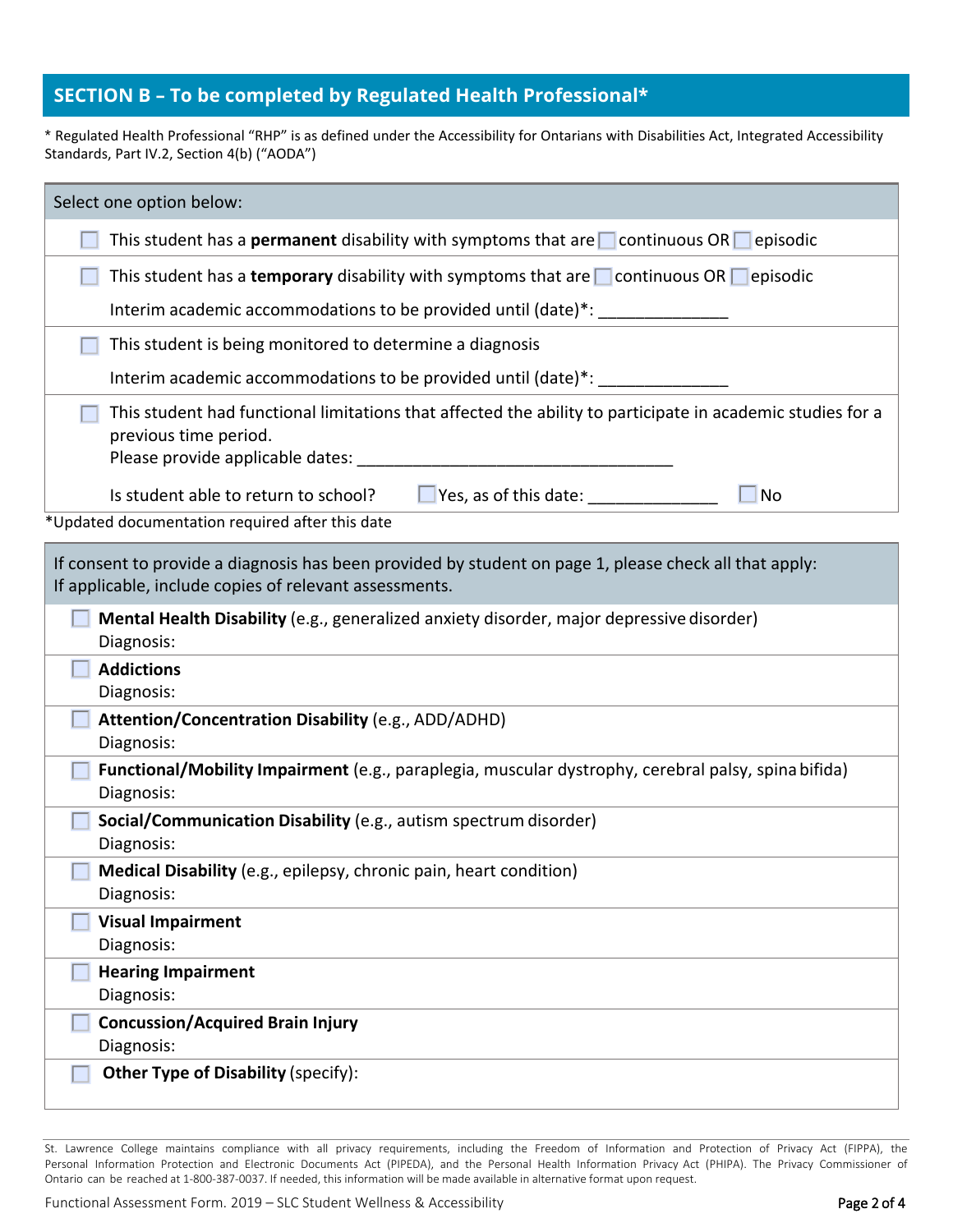## SECTION B – To be completed by Regulated Health Professional*

* Regulated Health Professional "RHP" is as defined under the Accessibility for Ontarians with Disabilities Act, Integrated Accessibility Standards, Part IV.2, Section 4(b) ("AODA")

**Select one option below:**

- ☐ This student has a **permanent** disability with symptoms that are ☐ continuous OR ☐ episodic
- ☐ This student has a **temporary** disability with symptoms that are ☐ continuous OR ☐ episodic

  Interim academic accommodations to be provided until (date)*: ______________
- ☐ This student is being monitored to determine a diagnosis

  Interim academic accommodations to be provided until (date)*: ______________
- ☐ This student had functional limitations that affected the ability to participate in academic studies for a previous time period.

  Please provide applicable dates: ___________________________________

  Is student able to return to school? ☐ Yes, as of this date: ______________ ☐ No

*Updated documentation required after this date

**If consent to provide a diagnosis has been provided by student on page 1, please check all that apply:**
**If applicable, include copies of relevant assessments.**

- ☐ **Mental Health Disability** (e.g., generalized anxiety disorder, major depressive disorder)
  Diagnosis:
- ☐ **Addictions**
  Diagnosis:
- ☐ **Attention/Concentration Disability** (e.g., ADD/ADHD)
  Diagnosis:
- ☐ **Functional/Mobility Impairment** (e.g., paraplegia, muscular dystrophy, cerebral palsy, spina bifida)
  Diagnosis:
- ☐ **Social/Communication Disability** (e.g., autism spectrum disorder)
  Diagnosis:
- ☐ **Medical Disability** (e.g., epilepsy, chronic pain, heart condition)
  Diagnosis:
- ☐ **Visual Impairment**
  Diagnosis:
- ☐ **Hearing Impairment**
  Diagnosis:
- ☐ **Concussion/Acquired Brain Injury**
  Diagnosis:
- ☐ **Other Type of Disability** (specify):

St. Lawrence College maintains compliance with all privacy requirements, including the Freedom of Information and Protection of Privacy Act (FIPPA), the Personal Information Protection and Electronic Documents Act (PIPEDA), and the Personal Health Information Privacy Act (PHIPA). The Privacy Commissioner of Ontario can be reached at 1-800-387-0037. If needed, this information will be made available in alternative format upon request.

Functional Assessment Form. 2019 – SLC Student Wellness & Accessibility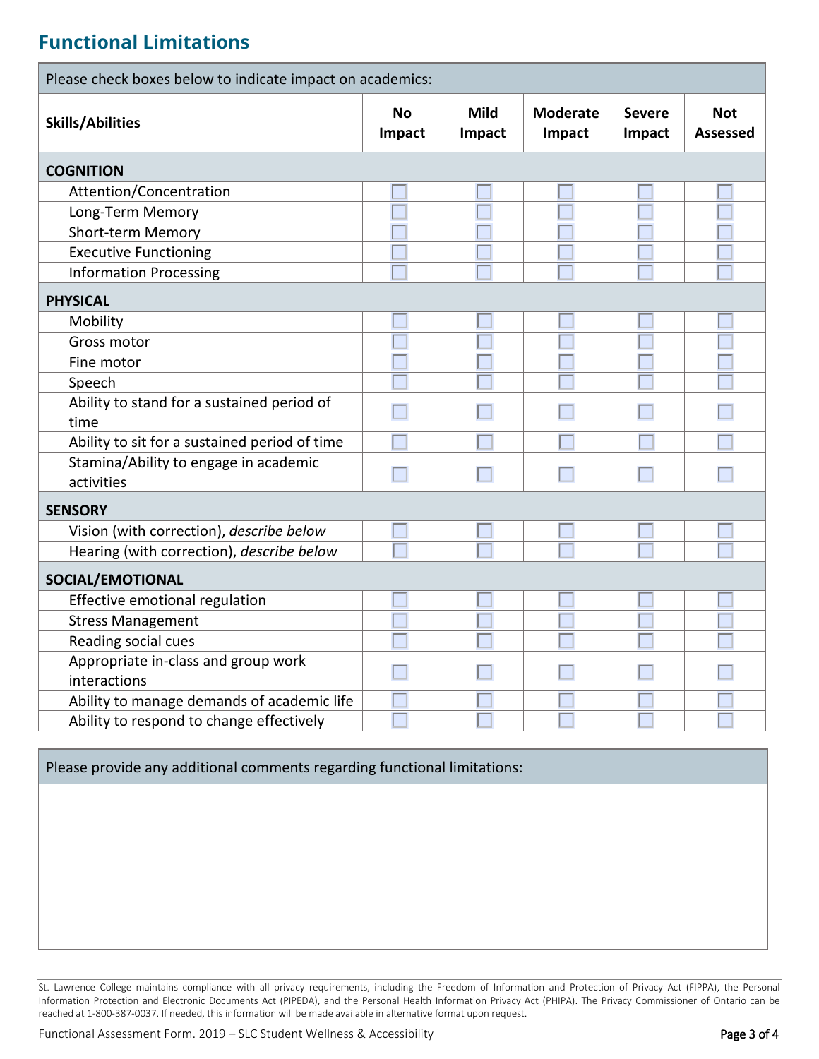## Functional Limitations

| Please check boxes below to indicate impact on academics: | | | | | |
|---|---|---|---|---|---|
| **Skills/Abilities** | **No Impact** | **Mild Impact** | **Moderate Impact** | **Severe Impact** | **Not Assessed** |
| **COGNITION** | | | | | |
| Attention/Concentration | ☐ | ☐ | ☐ | ☐ | ☐ |
| Long-Term Memory | ☐ | ☐ | ☐ | ☐ | ☐ |
| Short-term Memory | ☐ | ☐ | ☐ | ☐ | ☐ |
| Executive Functioning | ☐ | ☐ | ☐ | ☐ | ☐ |
| Information Processing | ☐ | ☐ | ☐ | ☐ | ☐ |
| **PHYSICAL** | | | | | |
| Mobility | ☐ | ☐ | ☐ | ☐ | ☐ |
| Gross motor | ☐ | ☐ | ☐ | ☐ | ☐ |
| Fine motor | ☐ | ☐ | ☐ | ☐ | ☐ |
| Speech | ☐ | ☐ | ☐ | ☐ | ☐ |
| Ability to stand for a sustained period of time | ☐ | ☐ | ☐ | ☐ | ☐ |
| Ability to sit for a sustained period of time | ☐ | ☐ | ☐ | ☐ | ☐ |
| Stamina/Ability to engage in academic activities | ☐ | ☐ | ☐ | ☐ | ☐ |
| **SENSORY** | | | | | |
| Vision (with correction), *describe below* | ☐ | ☐ | ☐ | ☐ | ☐ |
| Hearing (with correction), *describe below* | ☐ | ☐ | ☐ | ☐ | ☐ |
| **SOCIAL/EMOTIONAL** | | | | | |
| Effective emotional regulation | ☐ | ☐ | ☐ | ☐ | ☐ |
| Stress Management | ☐ | ☐ | ☐ | ☐ | ☐ |
| Reading social cues | ☐ | ☐ | ☐ | ☐ | ☐ |
| Appropriate in-class and group work interactions | ☐ | ☐ | ☐ | ☐ | ☐ |
| Ability to manage demands of academic life | ☐ | ☐ | ☐ | ☐ | ☐ |
| Ability to respond to change effectively | ☐ | ☐ | ☐ | ☐ | ☐ |

| Please provide any additional comments regarding functional limitations: |
|---|
| |

St. Lawrence College maintains compliance with all privacy requirements, including the Freedom of Information and Protection of Privacy Act (FIPPA), the Personal Information Protection and Electronic Documents Act (PIPEDA), and the Personal Health Information Privacy Act (PHIPA). The Privacy Commissioner of Ontario can be reached at 1-800-387-0037. If needed, this information will be made available in alternative format upon request.

Functional Assessment Form. 2019 – SLC Student Wellness & Accessibility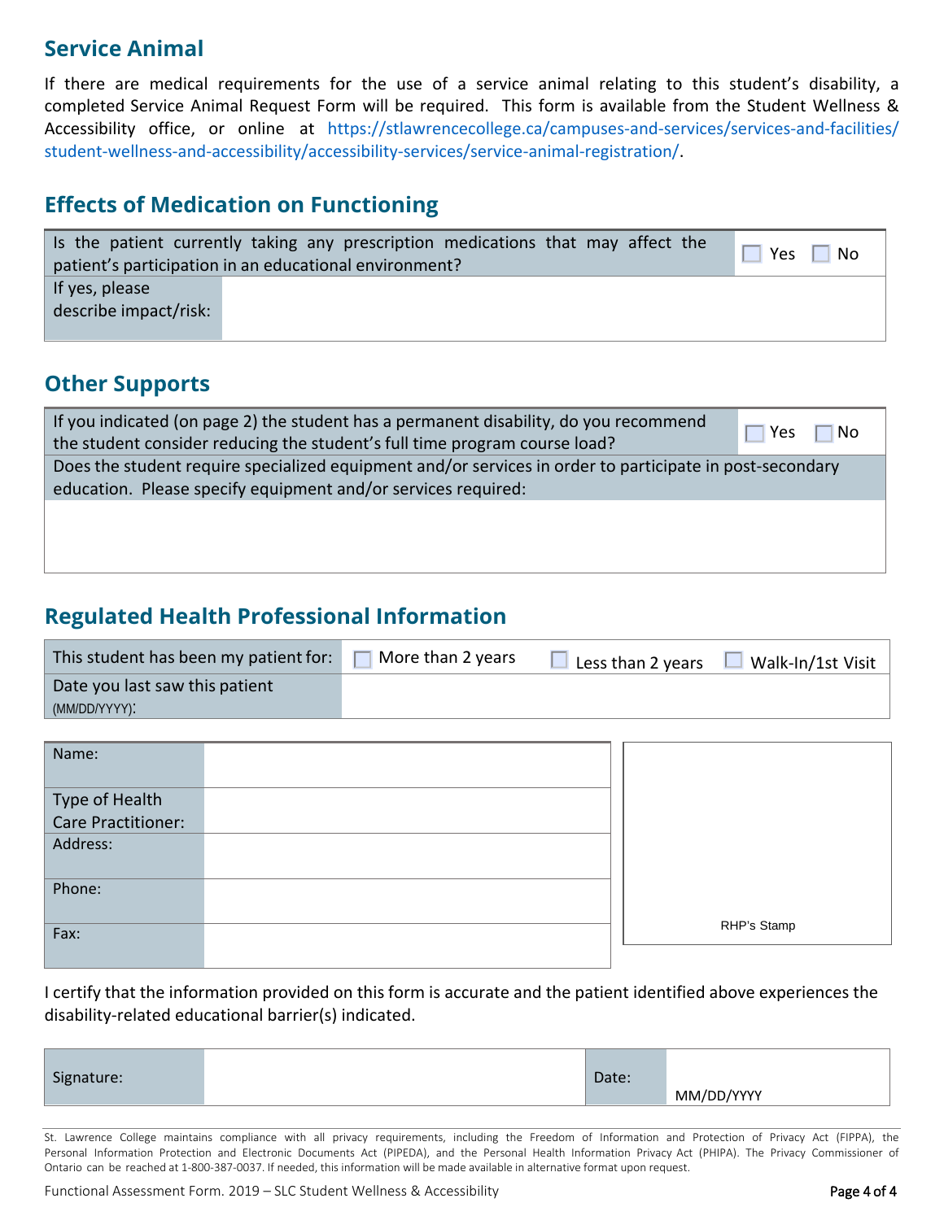## Service Animal

If there are medical requirements for the use of a service animal relating to this student's disability, a completed Service Animal Request Form will be required. This form is available from the Student Wellness & Accessibility office, or online at https://stlawrencecollege.ca/campuses-and-services/services-and-facilities/student-wellness-and-accessibility/accessibility-services/service-animal-registration/.

## Effects of Medication on Functioning

| Is the patient currently taking any prescription medications that may affect the patient's participation in an educational environment? | ☐ Yes ☐ No |
|---|---|
| If yes, please describe impact/risk: | |

## Other Supports

| If you indicated (on page 2) the student has a permanent disability, do you recommend the student consider reducing the student's full time program course load? | ☐ Yes ☐ No |
|---|---|
| Does the student require specialized equipment and/or services in order to participate in post-secondary education. Please specify equipment and/or services required: | |
| | |

## Regulated Health Professional Information

| This student has been my patient for: | ☐ More than 2 years | ☐ Less than 2 years | ☐ Walk-In/1st Visit |
|---|---|---|---|
| Date you last saw this patient (MM/DD/YYYY): | | | |

| Name: | |
|---|---|
| Type of Health Care Practitioner: | |
| Address: | |
| Phone: | |
| Fax: | |

RHP's Stamp

I certify that the information provided on this form is accurate and the patient identified above experiences the disability-related educational barrier(s) indicated.

| Signature: | | Date: | MM/DD/YYYY |
|---|---|---|---|

St. Lawrence College maintains compliance with all privacy requirements, including the Freedom of Information and Protection of Privacy Act (FIPPA), the Personal Information Protection and Electronic Documents Act (PIPEDA), and the Personal Health Information Privacy Act (PHIPA). The Privacy Commissioner of Ontario can be reached at 1-800-387-0037. If needed, this information will be made available in alternative format upon request.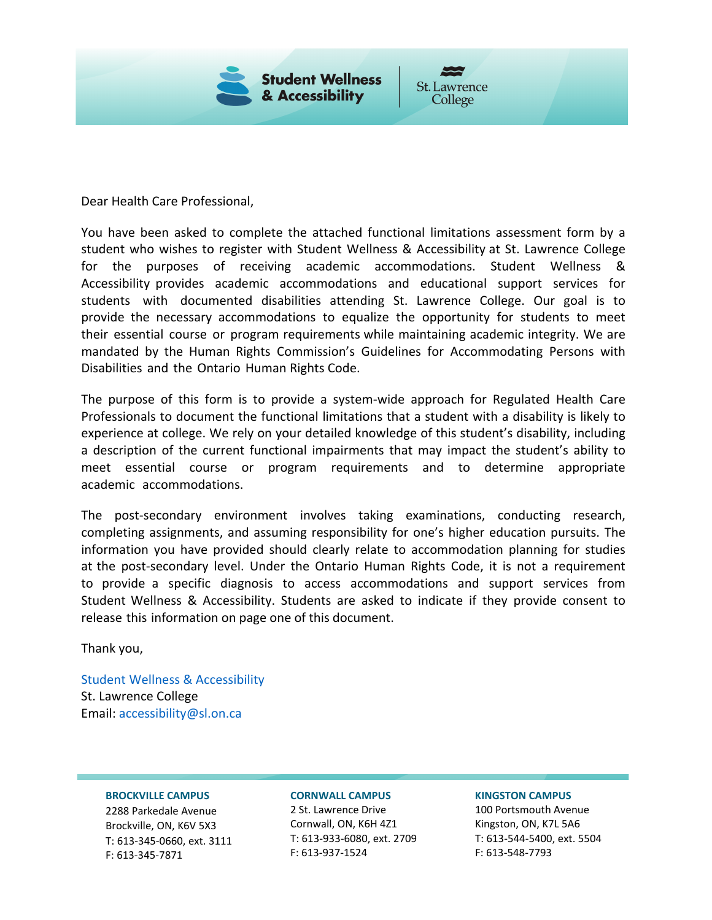Student Wellness & Accessibility | St. Lawrence College

Dear Health Care Professional,

You have been asked to complete the attached functional limitations assessment form by a student who wishes to register with Student Wellness & Accessibility at St. Lawrence College for the purposes of receiving academic accommodations. Student Wellness & Accessibility provides academic accommodations and educational support services for students with documented disabilities attending St. Lawrence College. Our goal is to provide the necessary accommodations to equalize the opportunity for students to meet their essential course or program requirements while maintaining academic integrity. We are mandated by the Human Rights Commission's Guidelines for Accommodating Persons with Disabilities and the Ontario Human Rights Code.

The purpose of this form is to provide a system-wide approach for Regulated Health Care Professionals to document the functional limitations that a student with a disability is likely to experience at college. We rely on your detailed knowledge of this student's disability, including a description of the current functional impairments that may impact the student's ability to meet essential course or program requirements and to determine appropriate academic accommodations.

The post-secondary environment involves taking examinations, conducting research, completing assignments, and assuming responsibility for one's higher education pursuits. The information you have provided should clearly relate to accommodation planning for studies at the post-secondary level. Under the Ontario Human Rights Code, it is not a requirement to provide a specific diagnosis to access accommodations and support services from Student Wellness & Accessibility. Students are asked to indicate if they provide consent to release this information on page one of this document.

Thank you,

Student Wellness & Accessibility
St. Lawrence College
Email: accessibility@sl.on.ca

**BROCKVILLE CAMPUS**
2288 Parkedale Avenue
Brockville, ON, K6V 5X3
T: 613-345-0660, ext. 3111
F: 613-345-7871

**CORNWALL CAMPUS**
2 St. Lawrence Drive
Cornwall, ON, K6H 4Z1
T: 613-933-6080, ext. 2709
F: 613-937-1524

**KINGSTON CAMPUS**
100 Portsmouth Avenue
Kingston, ON, K7L 5A6
T: 613-544-5400, ext. 5504
F: 613-548-7793